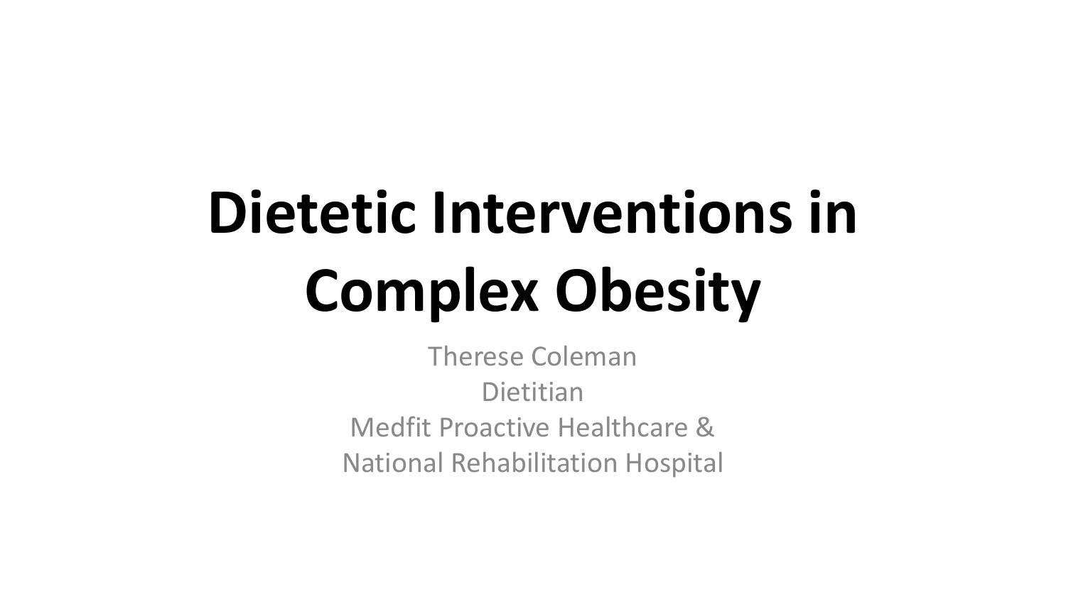# Dietetic Interventions in Complex Obesity

Therese Coleman
Dietitian
Medfit Proactive Healthcare &
National Rehabilitation Hospital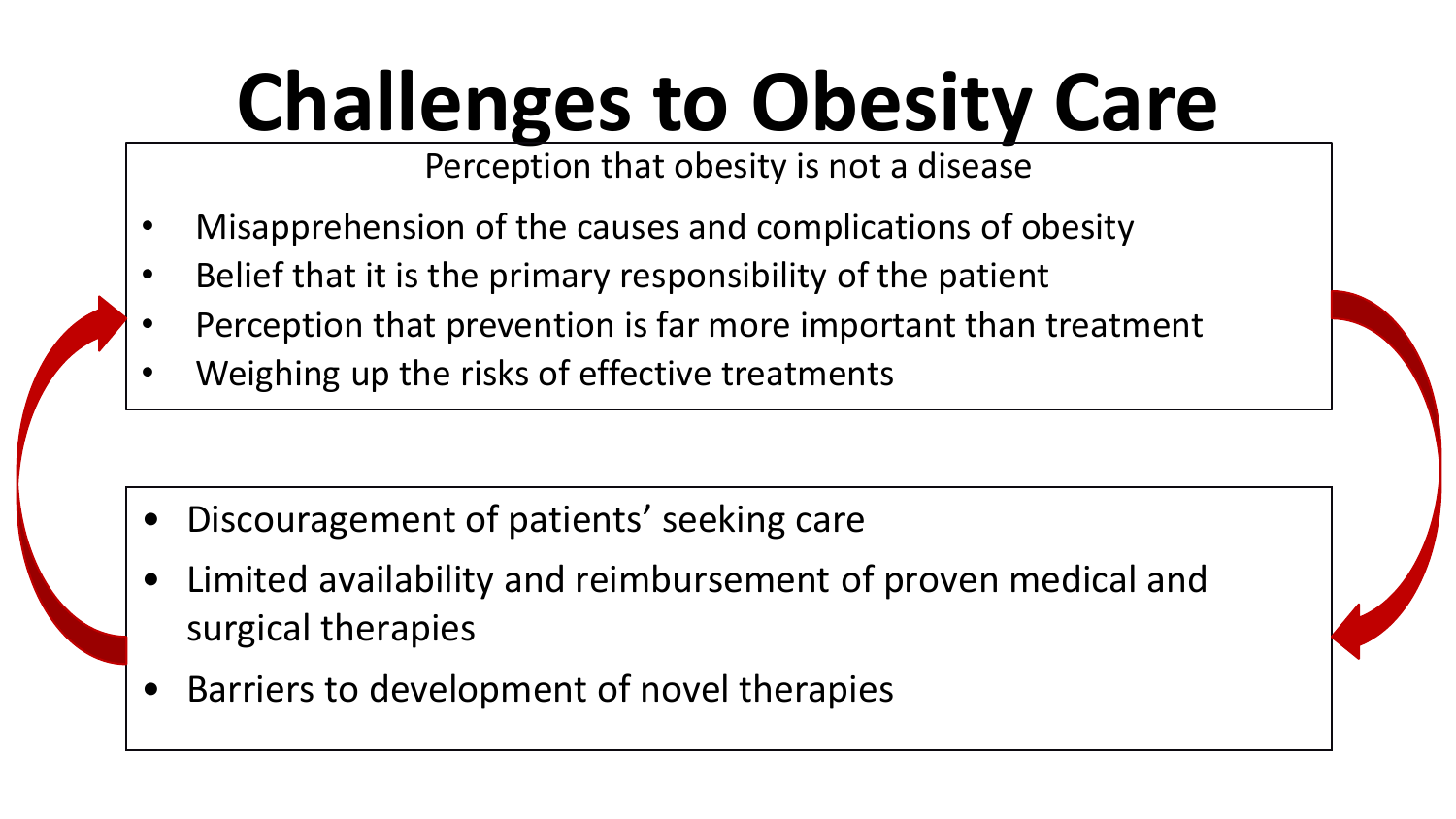# Challenges to Obesity Care

Perception that obesity is not a disease

- Misapprehension of the causes and complications of obesity
- Belief that it is the primary responsibility of the patient
- Perception that prevention is far more important than treatment
- Weighing up the risks of effective treatments

- Discouragement of patients' seeking care
- Limited availability and reimbursement of proven medical and surgical therapies
- Barriers to development of novel therapies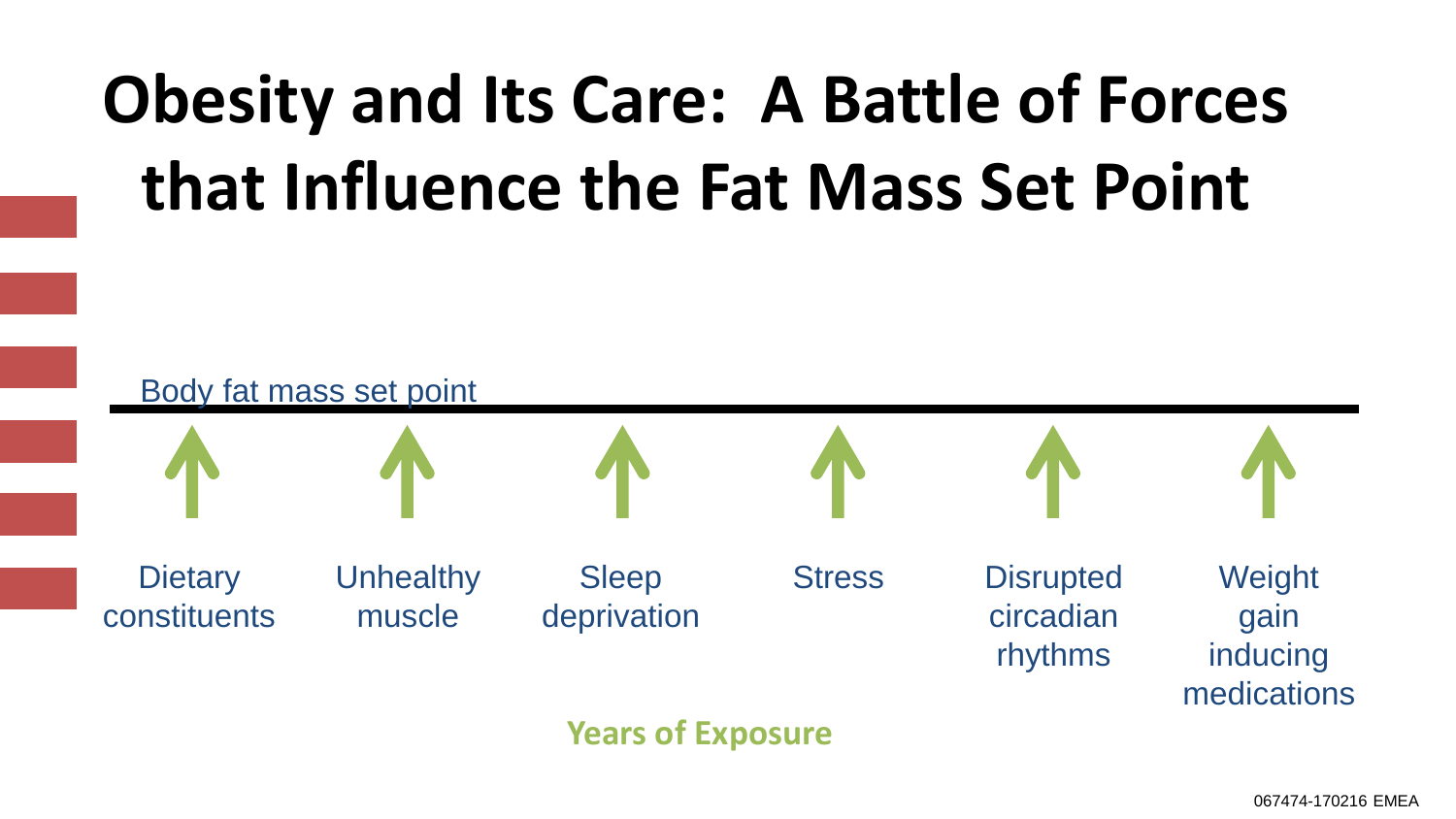# Obesity and Its Care: A Battle of Forces that Influence the Fat Mass Set Point

Body fat mass set point

Dietary constituents

Unhealthy muscle

Sleep deprivation

Stress

Disrupted circadian rhythms

Weight gain inducing medications

**Years of Exposure**

067474-170216 EMEA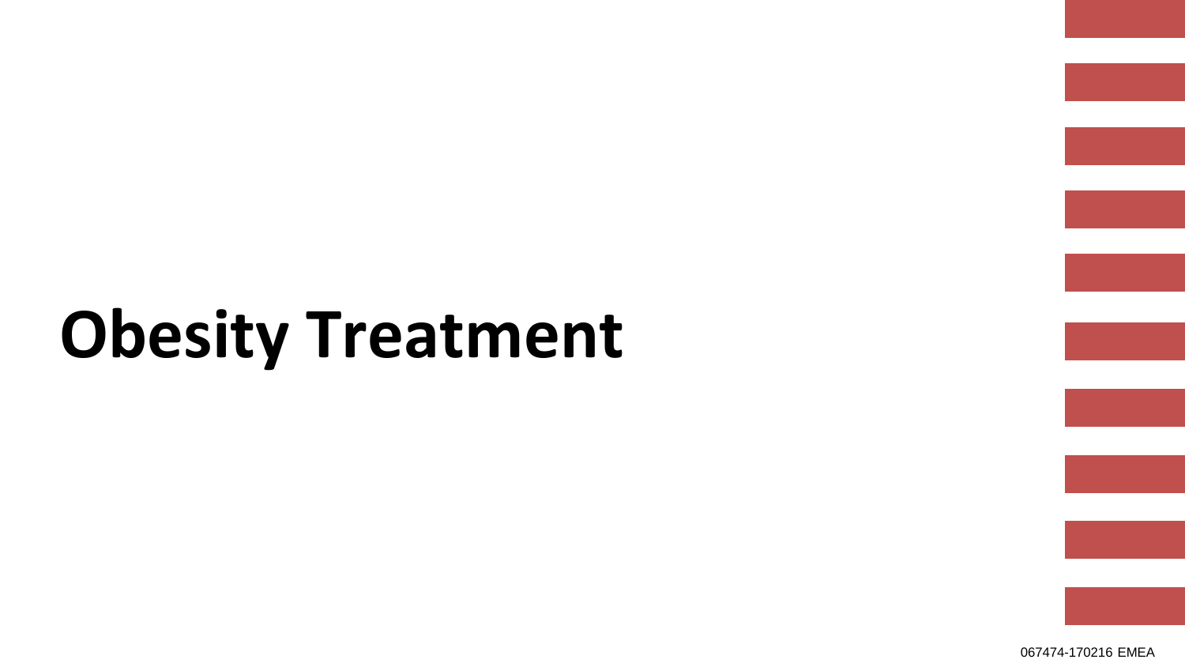# Obesity Treatment

067474-170216 EMEA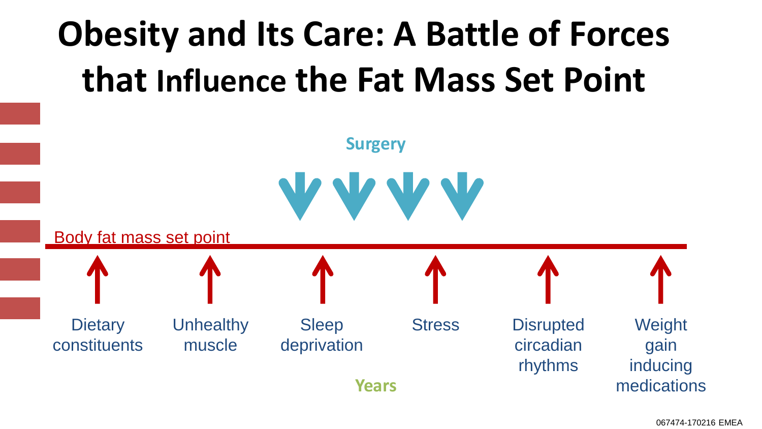# Obesity and Its Care: A Battle of Forces that Influence the Fat Mass Set Point

Surgery

Body fat mass set point

Dietary constituents

Unhealthy muscle

Sleep deprivation

Stress

Disrupted circadian rhythms

Weight gain inducing medications

Years

067474-170216 EMEA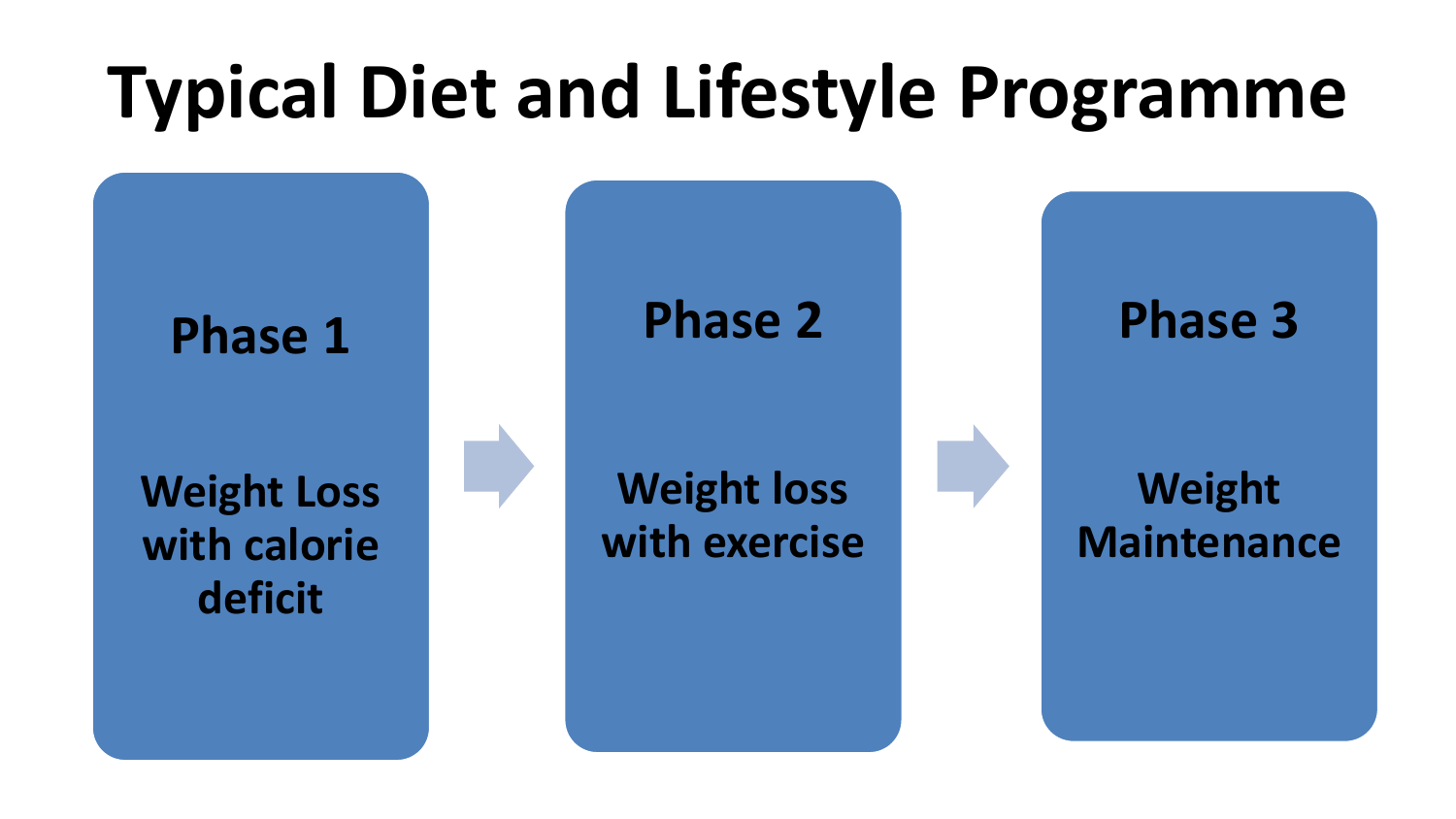# Typical Diet and Lifestyle Programme

**Phase 1**

Weight Loss with calorie deficit

**Phase 2**

Weight loss with exercise

**Phase 3**

Weight Maintenance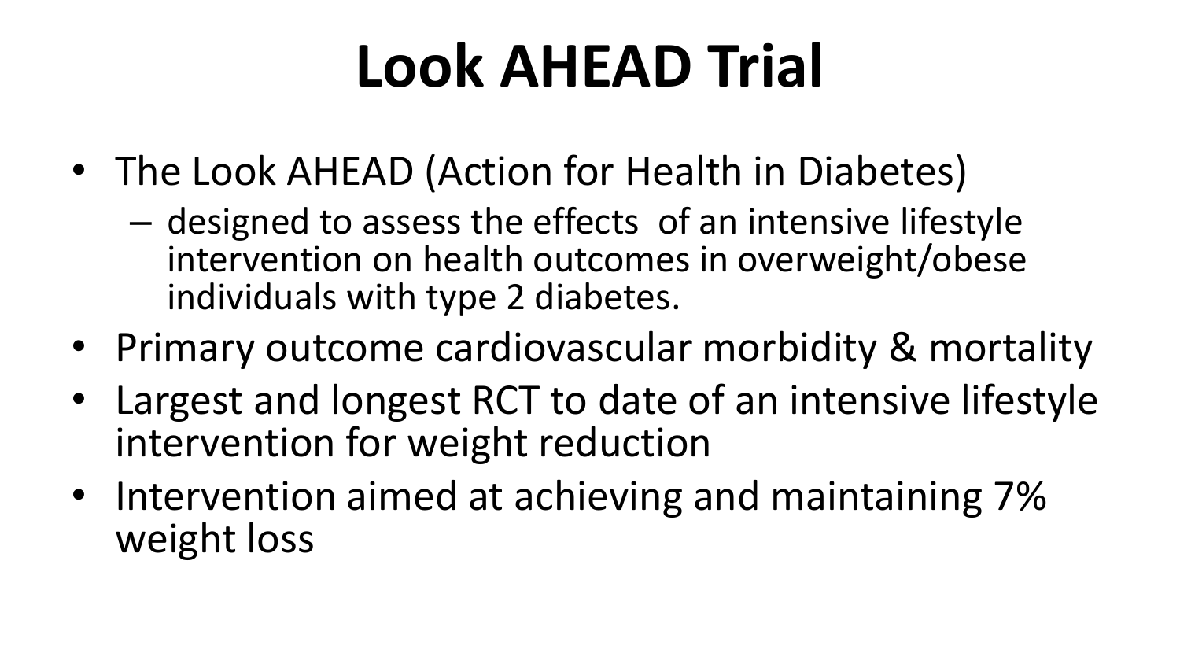# Look AHEAD Trial

- The Look AHEAD (Action for Health in Diabetes)
  - designed to assess the effects of an intensive lifestyle intervention on health outcomes in overweight/obese individuals with type 2 diabetes.
- Primary outcome cardiovascular morbidity & mortality
- Largest and longest RCT to date of an intensive lifestyle intervention for weight reduction
- Intervention aimed at achieving and maintaining 7% weight loss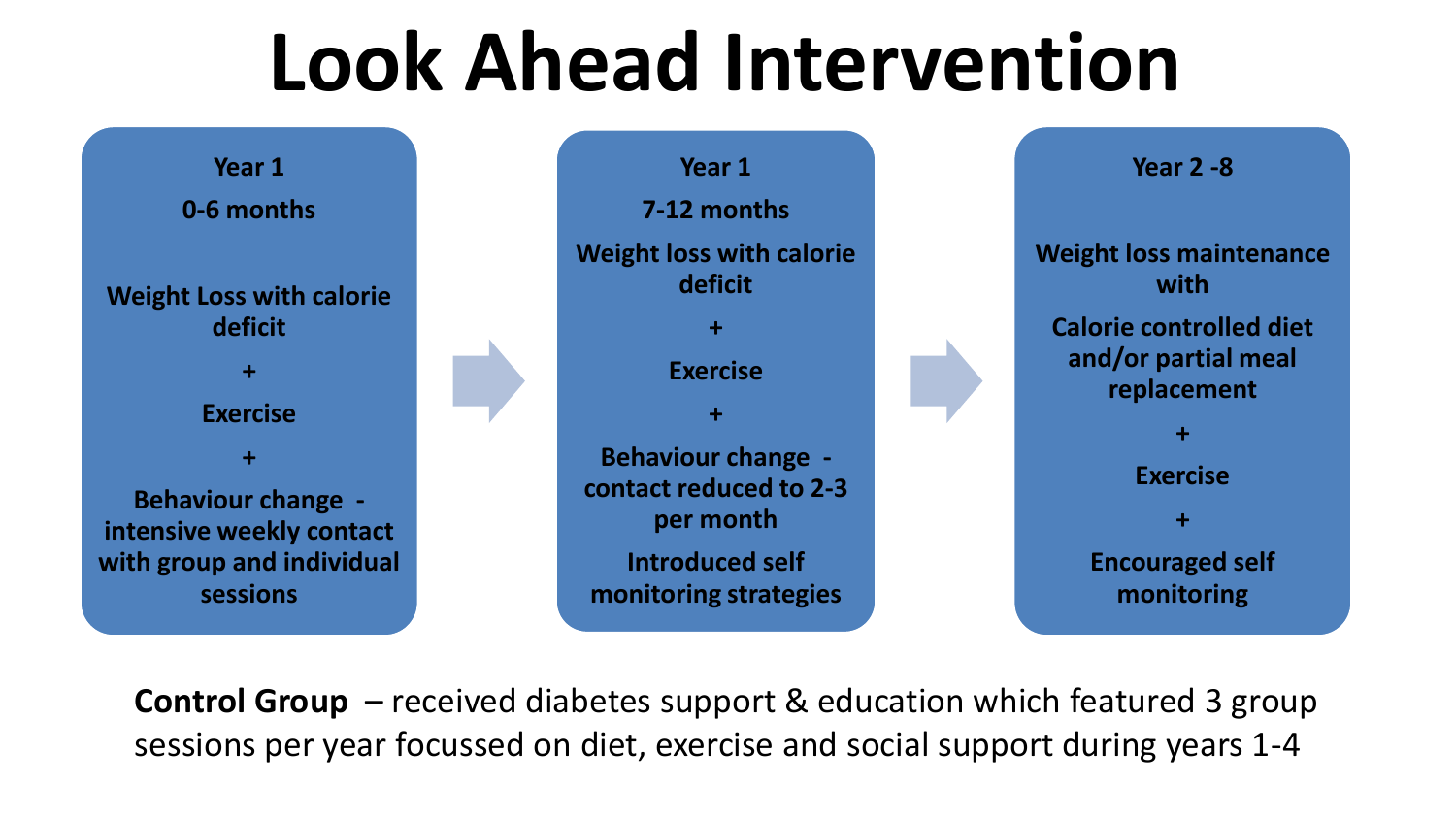# Look Ahead Intervention

**Year 1**

**0-6 months**

**Weight Loss with calorie deficit**

**+**

**Exercise**

**+**

**Behaviour change - intensive weekly contact with group and individual sessions**

**Year 1**

**7-12 months**

**Weight loss with calorie deficit**

**+**

**Exercise**

**+**

**Behaviour change - contact reduced to 2-3 per month**

**Introduced self monitoring strategies**

**Year 2 -8**

**Weight loss maintenance with**

**Calorie controlled diet and/or partial meal replacement**

**+**

**Exercise**

**+**

**Encouraged self monitoring**

**Control Group** – received diabetes support & education which featured 3 group sessions per year focussed on diet, exercise and social support during years 1-4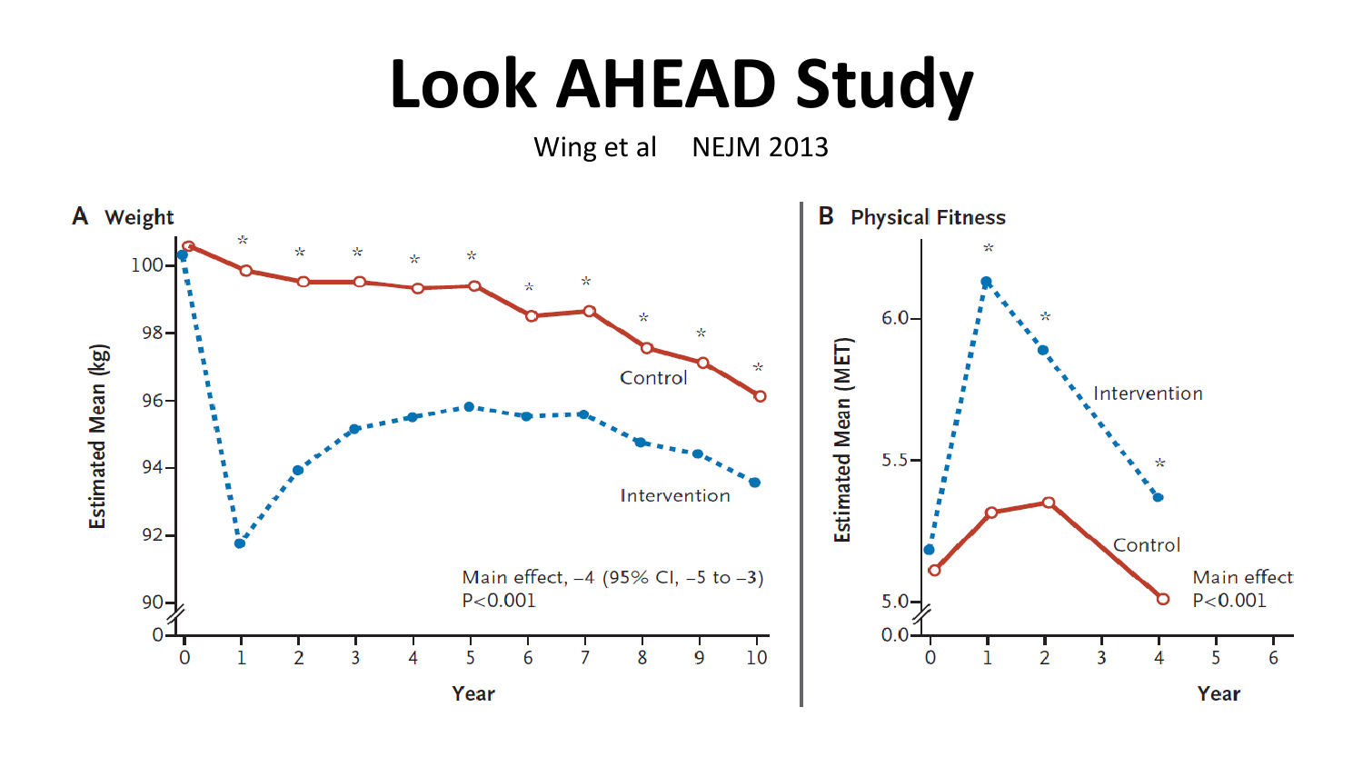# Look AHEAD Study

Wing et al NEJM 2013

**A Weight**

Estimated Mean (kg)

Control

Intervention

Main effect, −4 (95% CI, −5 to −3)
P<0.001

Year

**B Physical Fitness**

Estimated Mean (MET)

Intervention

Control

Main effect
P<0.001

Year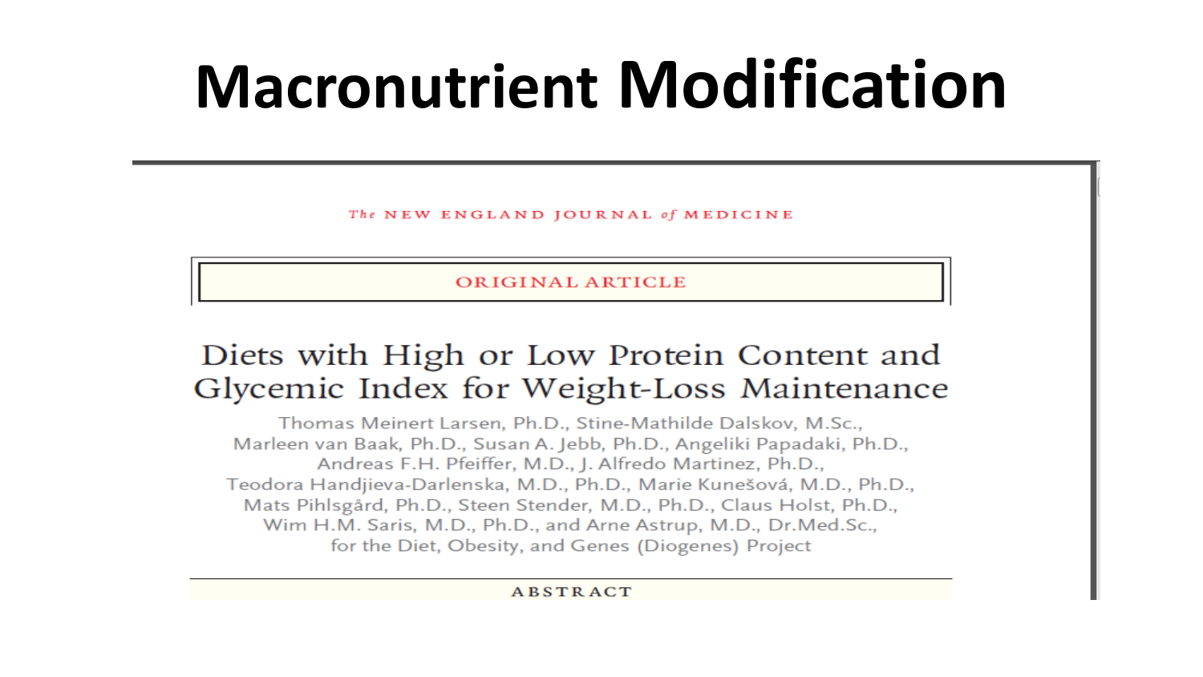# Macronutrient Modification

The NEW ENGLAND JOURNAL of MEDICINE

ORIGINAL ARTICLE

## Diets with High or Low Protein Content and Glycemic Index for Weight-Loss Maintenance

Thomas Meinert Larsen, Ph.D., Stine-Mathilde Dalskov, M.Sc., Marleen van Baak, Ph.D., Susan A. Jebb, Ph.D., Angeliki Papadaki, Ph.D., Andreas F.H. Pfeiffer, M.D., J. Alfredo Martinez, Ph.D., Teodora Handjieva-Darlenska, M.D., Ph.D., Marie Kunešová, M.D., Ph.D., Mats Pihlsgård, Ph.D., Steen Stender, M.D., Ph.D., Claus Holst, Ph.D., Wim H.M. Saris, M.D., Ph.D., and Arne Astrup, M.D., Dr.Med.Sc., for the Diet, Obesity, and Genes (Diogenes) Project

ABSTRACT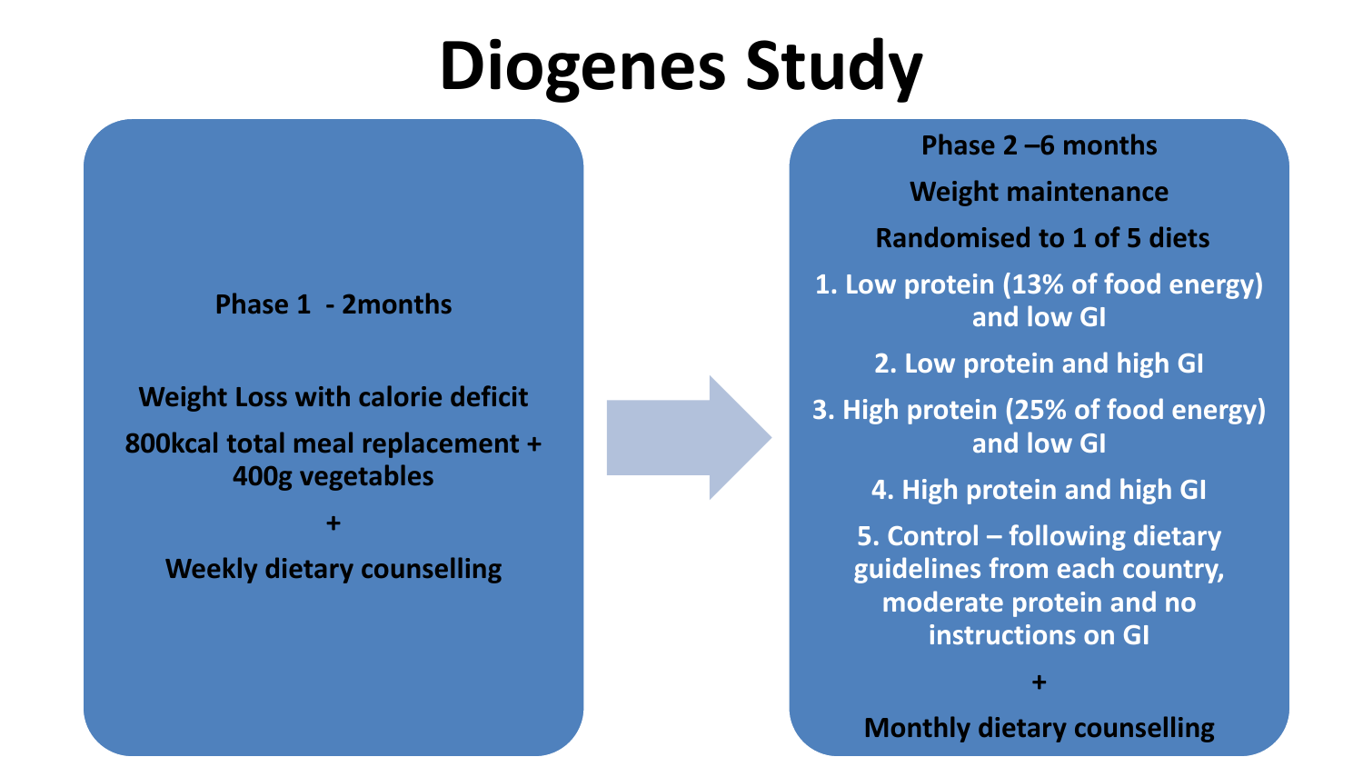# Diogenes Study

**Phase 1 - 2months**

**Weight Loss with calorie deficit**

**800kcal total meal replacement + 400g vegetables**

**+**

**Weekly dietary counselling**

**Phase 2 –6 months**

**Weight maintenance**

**Randomised to 1 of 5 diets**

1. **Low protein (13% of food energy) and low GI**
2. **Low protein and high GI**
3. **High protein (25% of food energy) and low GI**
4. **High protein and high GI**
5. **Control – following dietary guidelines from each country, moderate protein and no instructions on GI**

**+**

**Monthly dietary counselling**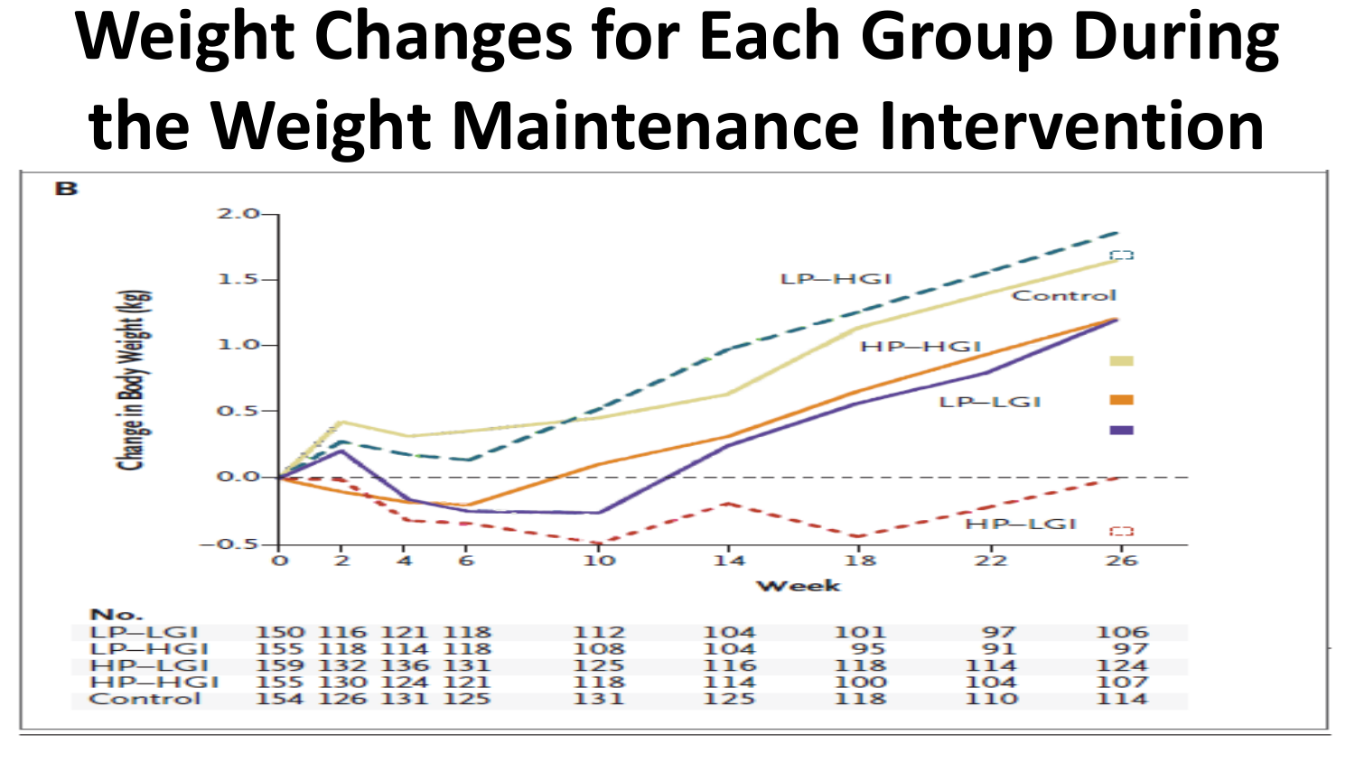# Weight Changes for Each Group During the Weight Maintenance Intervention

B

| No. | 0 | 2 | 4 | 6 | 10 | 14 | 18 | 22 | 26 |
|---|---|---|---|---|---|---|---|---|---|
| LP–LGI | 150 | 116 | 121 | 118 | 112 | 104 | 101 | 97 | 106 |
| LP–HGI | 155 | 118 | 114 | 118 | 108 | 104 | 95 | 91 | 97 |
| HP–LGI | 159 | 132 | 136 | 131 | 125 | 116 | 118 | 114 | 124 |
| HP–HGI | 155 | 130 | 124 | 121 | 118 | 114 | 100 | 104 | 107 |
| Control | 154 | 126 | 131 | 125 | 131 | 125 | 118 | 110 | 114 |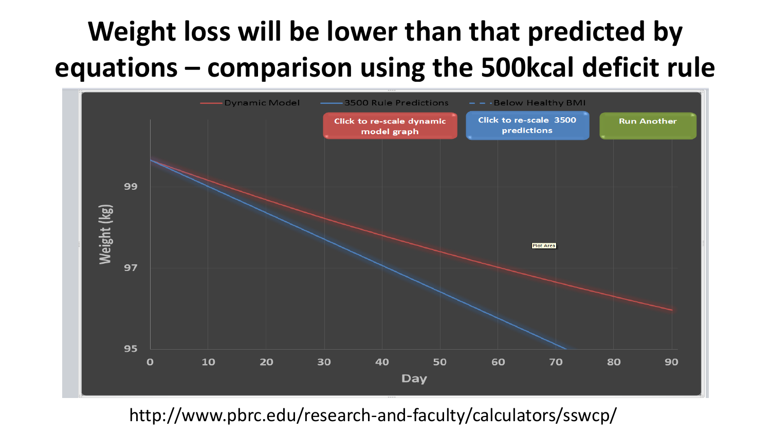# Weight loss will be lower than that predicted by equations – comparison using the 500kcal deficit rule

Dynamic Model | 3500 Rule Predictions | Below Healthy BMI

Click to re-scale dynamic model graph | Click to re-scale 3500 predictions | Run Another

Weight (kg): 95, 97, 99

Day: 0, 10, 20, 30, 40, 50, 60, 70, 80, 90

Plot Area

http://www.pbrc.edu/research-and-faculty/calculators/sswcp/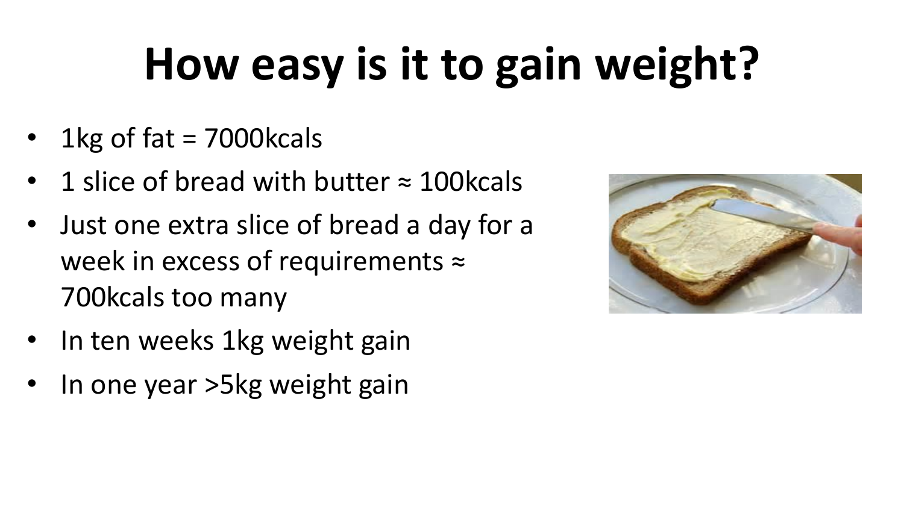# How easy is it to gain weight?

- 1kg of fat = 7000kcals
- 1 slice of bread with butter ≈ 100kcals
- Just one extra slice of bread a day for a week in excess of requirements ≈ 700kcals too many
- In ten weeks 1kg weight gain
- In one year >5kg weight gain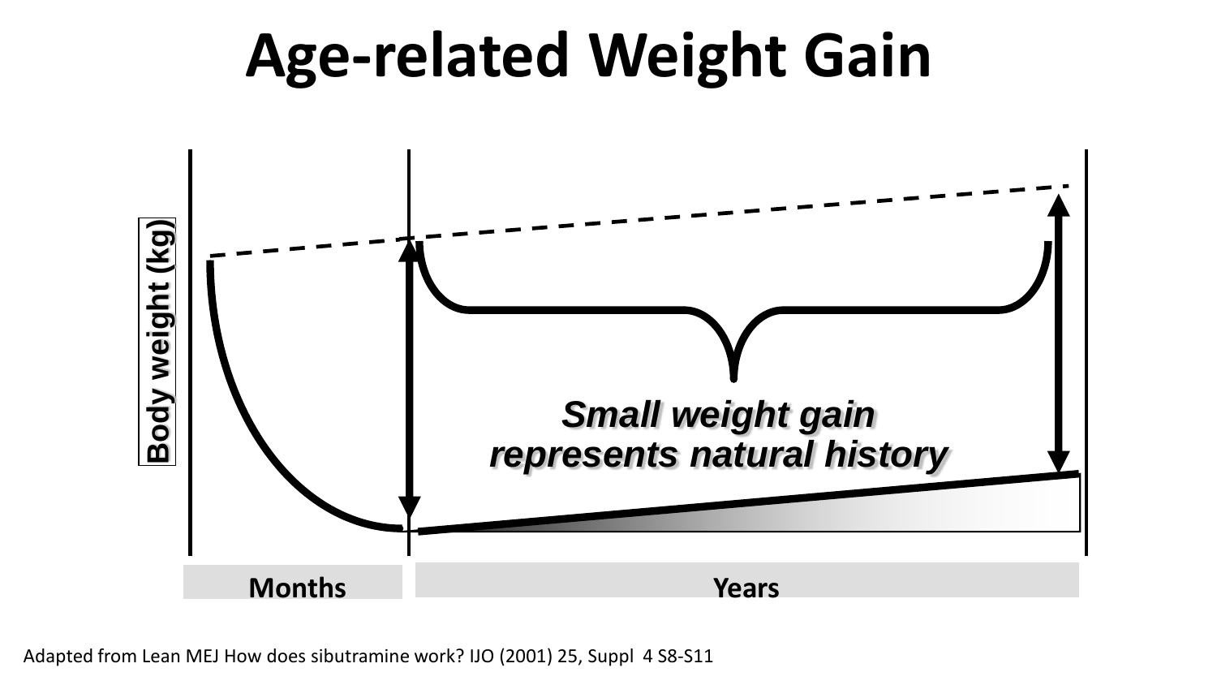# Age-related Weight Gain

Body weight (kg)

*Small weight gain represents natural history*

Months

Years

Adapted from Lean MEJ How does sibutramine work? IJO (2001) 25, Suppl 4 S8-S11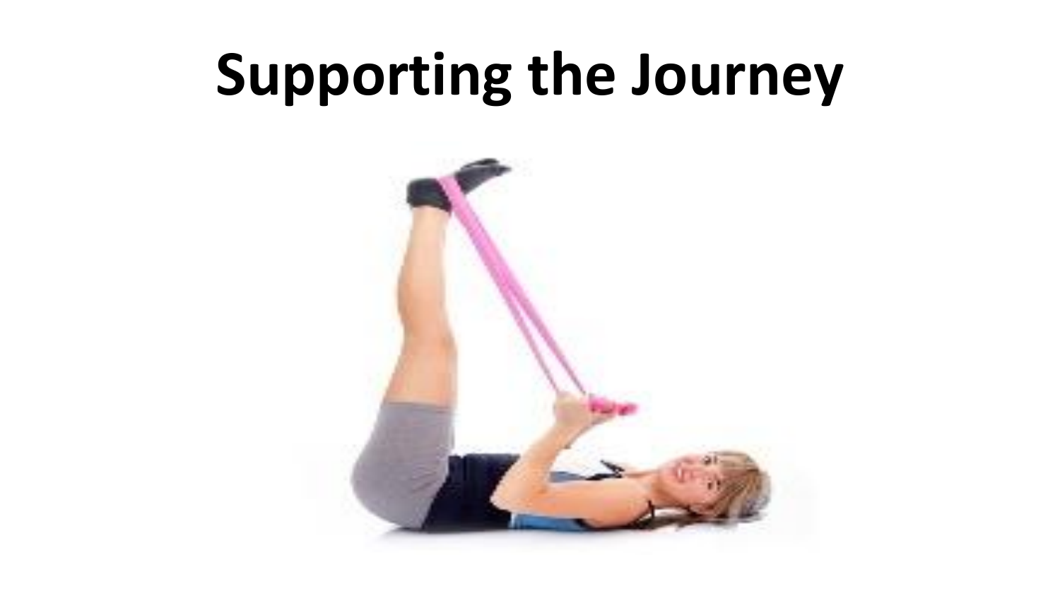# Supporting the Journey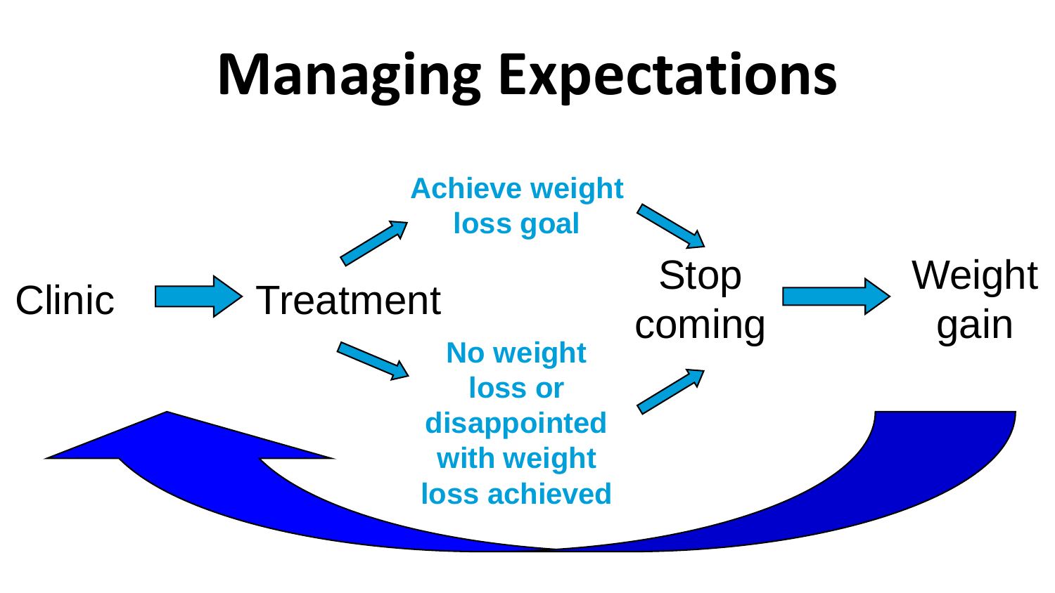# Managing Expectations

Clinic → Treatment

Treatment → Achieve weight loss goal → Stop coming

Treatment → No weight loss or disappointed with weight loss achieved → Stop coming

Stop coming → Weight gain

Weight gain → Clinic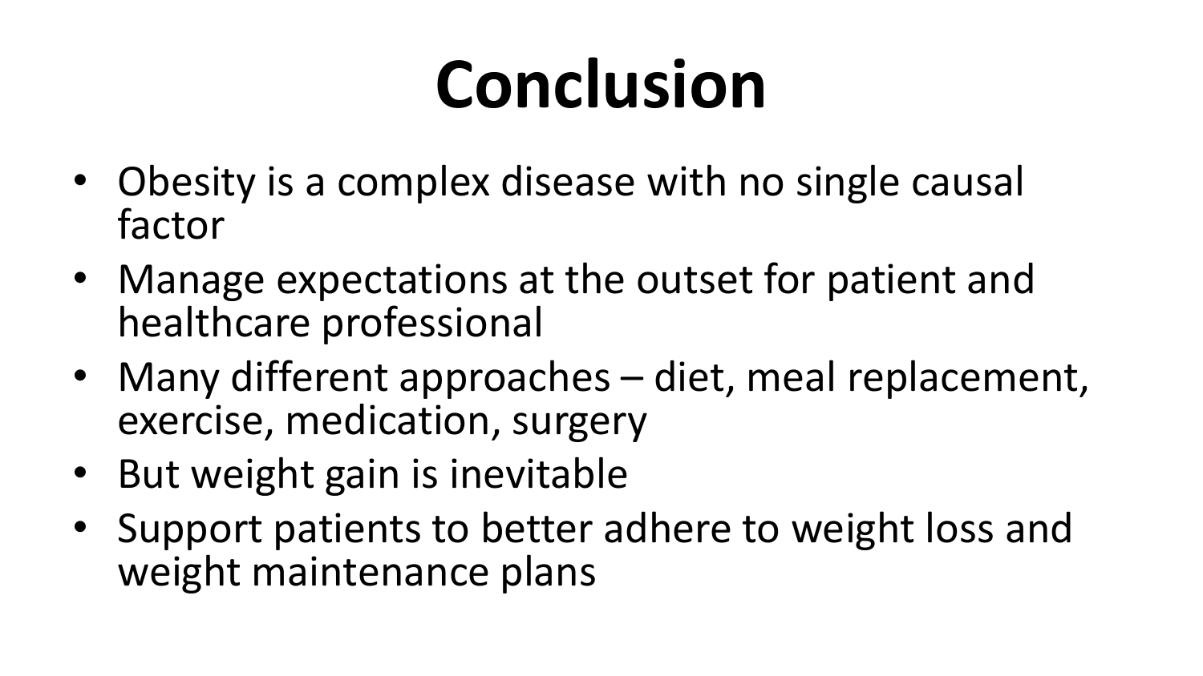# Conclusion

- Obesity is a complex disease with no single causal factor
- Manage expectations at the outset for patient and healthcare professional
- Many different approaches – diet, meal replacement, exercise, medication, surgery
- But weight gain is inevitable
- Support patients to better adhere to weight loss and weight maintenance plans